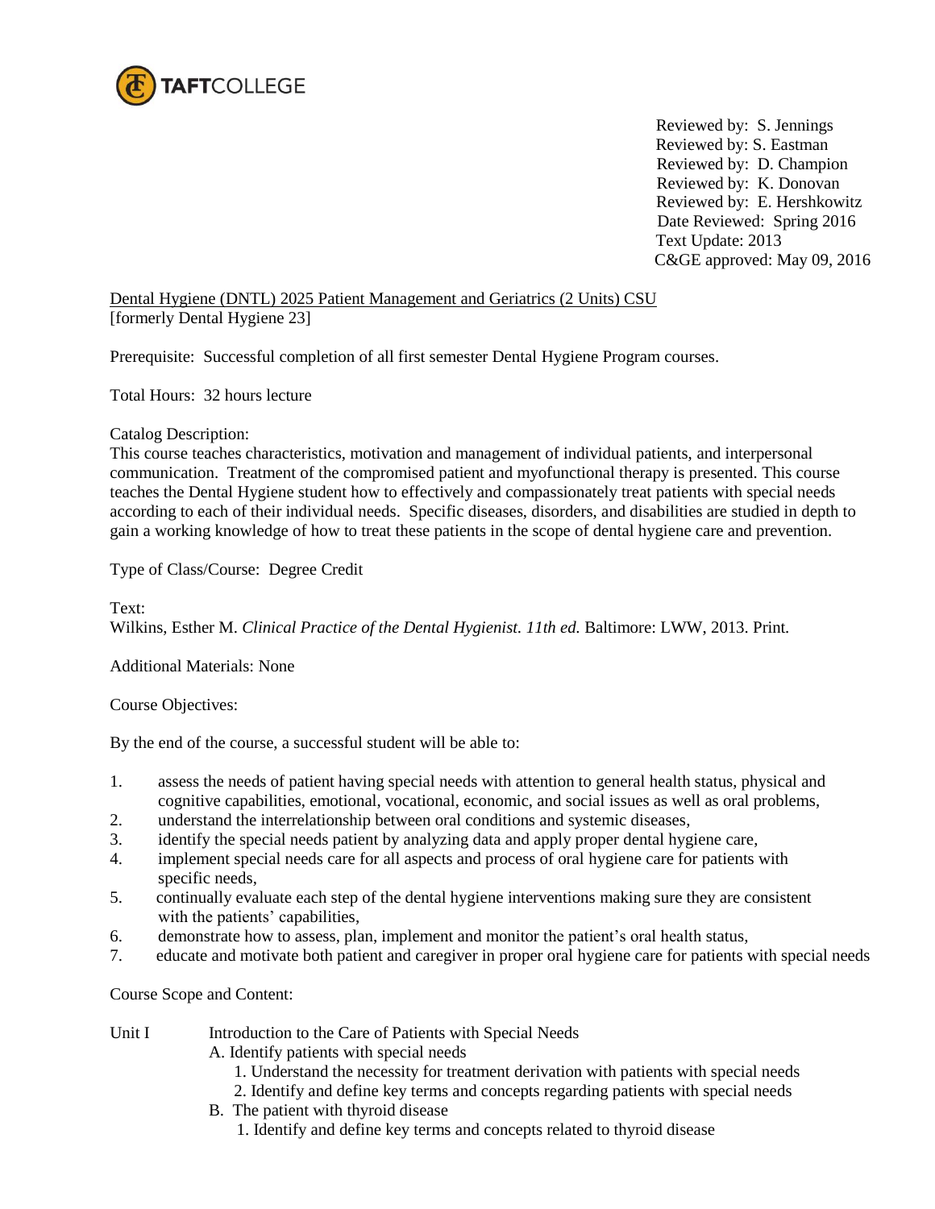TAFTCOLLEGE

Reviewed by: S. Jennings
Reviewed by: S. Eastman
Reviewed by: D. Champion
Reviewed by: K. Donovan
Reviewed by: E. Hershkowitz
Date Reviewed: Spring 2016
Text Update: 2013
C&GE approved: May 09, 2016

Dental Hygiene (DNTL) 2025 Patient Management and Geriatrics (2 Units) CSU
[formerly Dental Hygiene 23]

Prerequisite: Successful completion of all first semester Dental Hygiene Program courses.

Total Hours: 32 hours lecture

Catalog Description:
This course teaches characteristics, motivation and management of individual patients, and interpersonal communication. Treatment of the compromised patient and myofunctional therapy is presented. This course teaches the Dental Hygiene student how to effectively and compassionately treat patients with special needs according to each of their individual needs. Specific diseases, disorders, and disabilities are studied in depth to gain a working knowledge of how to treat these patients in the scope of dental hygiene care and prevention.

Type of Class/Course: Degree Credit

Text:
Wilkins, Esther M. *Clinical Practice of the Dental Hygienist. 11th ed.* Baltimore: LWW, 2013. Print.

Additional Materials: None

Course Objectives:

By the end of the course, a successful student will be able to:

1. assess the needs of patient having special needs with attention to general health status, physical and cognitive capabilities, emotional, vocational, economic, and social issues as well as oral problems,
2. understand the interrelationship between oral conditions and systemic diseases,
3. identify the special needs patient by analyzing data and apply proper dental hygiene care,
4. implement special needs care for all aspects and process of oral hygiene care for patients with specific needs,
5. continually evaluate each step of the dental hygiene interventions making sure they are consistent with the patients' capabilities,
6. demonstrate how to assess, plan, implement and monitor the patient's oral health status,
7. educate and motivate both patient and caregiver in proper oral hygiene care for patients with special needs

Course Scope and Content:

Unit I Introduction to the Care of Patients with Special Needs

- A. Identify patients with special needs
  1. Understand the necessity for treatment derivation with patients with special needs
  2. Identify and define key terms and concepts regarding patients with special needs
- B. The patient with thyroid disease
  1. Identify and define key terms and concepts related to thyroid disease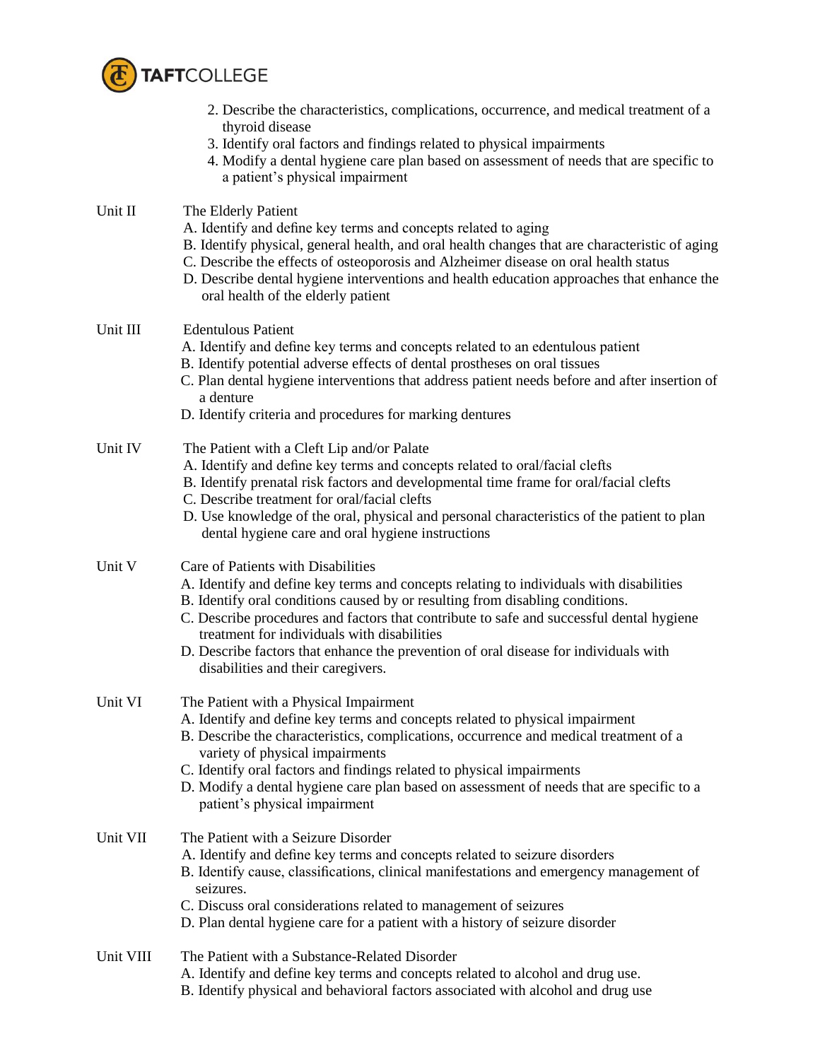2. Describe the characteristics, complications, occurrence, and medical treatment of a thyroid disease
3. Identify oral factors and findings related to physical impairments
4. Modify a dental hygiene care plan based on assessment of needs that are specific to a patient's physical impairment

Unit II The Elderly Patient

A. Identify and define key terms and concepts related to aging
B. Identify physical, general health, and oral health changes that are characteristic of aging
C. Describe the effects of osteoporosis and Alzheimer disease on oral health status
D. Describe dental hygiene interventions and health education approaches that enhance the oral health of the elderly patient

Unit III Edentulous Patient

A. Identify and define key terms and concepts related to an edentulous patient
B. Identify potential adverse effects of dental prostheses on oral tissues
C. Plan dental hygiene interventions that address patient needs before and after insertion of a denture
D. Identify criteria and procedures for marking dentures

Unit IV The Patient with a Cleft Lip and/or Palate

A. Identify and define key terms and concepts related to oral/facial clefts
B. Identify prenatal risk factors and developmental time frame for oral/facial clefts
C. Describe treatment for oral/facial clefts
D. Use knowledge of the oral, physical and personal characteristics of the patient to plan dental hygiene care and oral hygiene instructions

Unit V Care of Patients with Disabilities

A. Identify and define key terms and concepts relating to individuals with disabilities
B. Identify oral conditions caused by or resulting from disabling conditions.
C. Describe procedures and factors that contribute to safe and successful dental hygiene treatment for individuals with disabilities
D. Describe factors that enhance the prevention of oral disease for individuals with disabilities and their caregivers.

Unit VI The Patient with a Physical Impairment

A. Identify and define key terms and concepts related to physical impairment
B. Describe the characteristics, complications, occurrence and medical treatment of a variety of physical impairments
C. Identify oral factors and findings related to physical impairments
D. Modify a dental hygiene care plan based on assessment of needs that are specific to a patient's physical impairment

Unit VII The Patient with a Seizure Disorder

A. Identify and define key terms and concepts related to seizure disorders
B. Identify cause, classifications, clinical manifestations and emergency management of seizures.
C. Discuss oral considerations related to management of seizures
D. Plan dental hygiene care for a patient with a history of seizure disorder

Unit VIII The Patient with a Substance-Related Disorder

A. Identify and define key terms and concepts related to alcohol and drug use.
B. Identify physical and behavioral factors associated with alcohol and drug use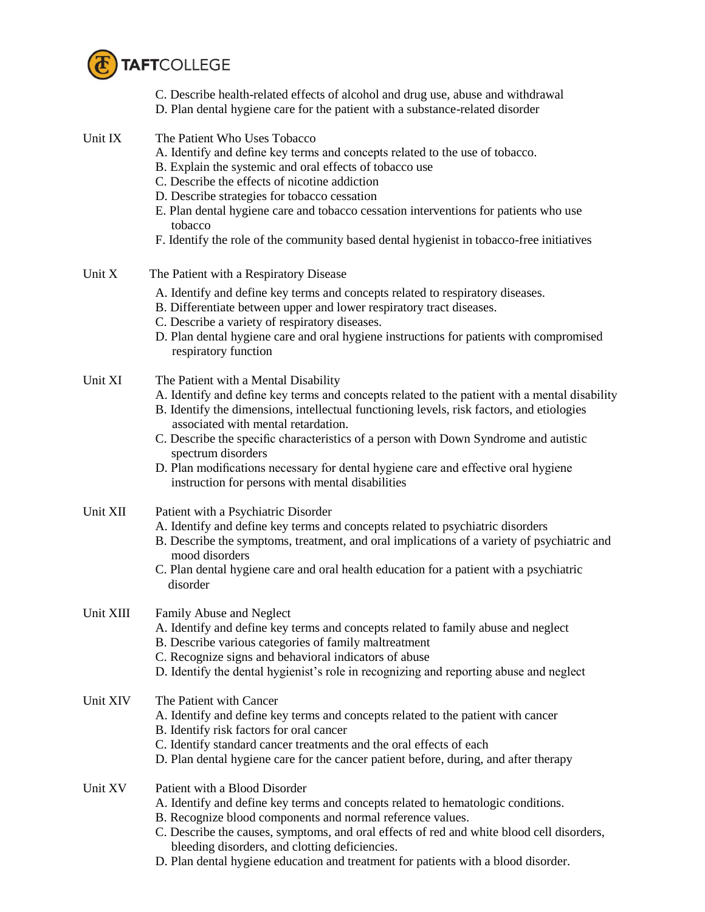C. Describe health-related effects of alcohol and drug use, abuse and withdrawal
D. Plan dental hygiene care for the patient with a substance-related disorder

Unit IX The Patient Who Uses Tobacco
A. Identify and define key terms and concepts related to the use of tobacco.
B. Explain the systemic and oral effects of tobacco use
C. Describe the effects of nicotine addiction
D. Describe strategies for tobacco cessation
E. Plan dental hygiene care and tobacco cessation interventions for patients who use tobacco
F. Identify the role of the community based dental hygienist in tobacco-free initiatives

Unit X The Patient with a Respiratory Disease
A. Identify and define key terms and concepts related to respiratory diseases.
B. Differentiate between upper and lower respiratory tract diseases.
C. Describe a variety of respiratory diseases.
D. Plan dental hygiene care and oral hygiene instructions for patients with compromised respiratory function

Unit XI The Patient with a Mental Disability
A. Identify and define key terms and concepts related to the patient with a mental disability
B. Identify the dimensions, intellectual functioning levels, risk factors, and etiologies associated with mental retardation.
C. Describe the specific characteristics of a person with Down Syndrome and autistic spectrum disorders
D. Plan modifications necessary for dental hygiene care and effective oral hygiene instruction for persons with mental disabilities

Unit XII Patient with a Psychiatric Disorder
A. Identify and define key terms and concepts related to psychiatric disorders
B. Describe the symptoms, treatment, and oral implications of a variety of psychiatric and mood disorders
C. Plan dental hygiene care and oral health education for a patient with a psychiatric disorder

Unit XIII Family Abuse and Neglect
A. Identify and define key terms and concepts related to family abuse and neglect
B. Describe various categories of family maltreatment
C. Recognize signs and behavioral indicators of abuse
D. Identify the dental hygienist's role in recognizing and reporting abuse and neglect

Unit XIV The Patient with Cancer
A. Identify and define key terms and concepts related to the patient with cancer
B. Identify risk factors for oral cancer
C. Identify standard cancer treatments and the oral effects of each
D. Plan dental hygiene care for the cancer patient before, during, and after therapy

Unit XV Patient with a Blood Disorder
A. Identify and define key terms and concepts related to hematologic conditions.
B. Recognize blood components and normal reference values.
C. Describe the causes, symptoms, and oral effects of red and white blood cell disorders, bleeding disorders, and clotting deficiencies.
D. Plan dental hygiene education and treatment for patients with a blood disorder.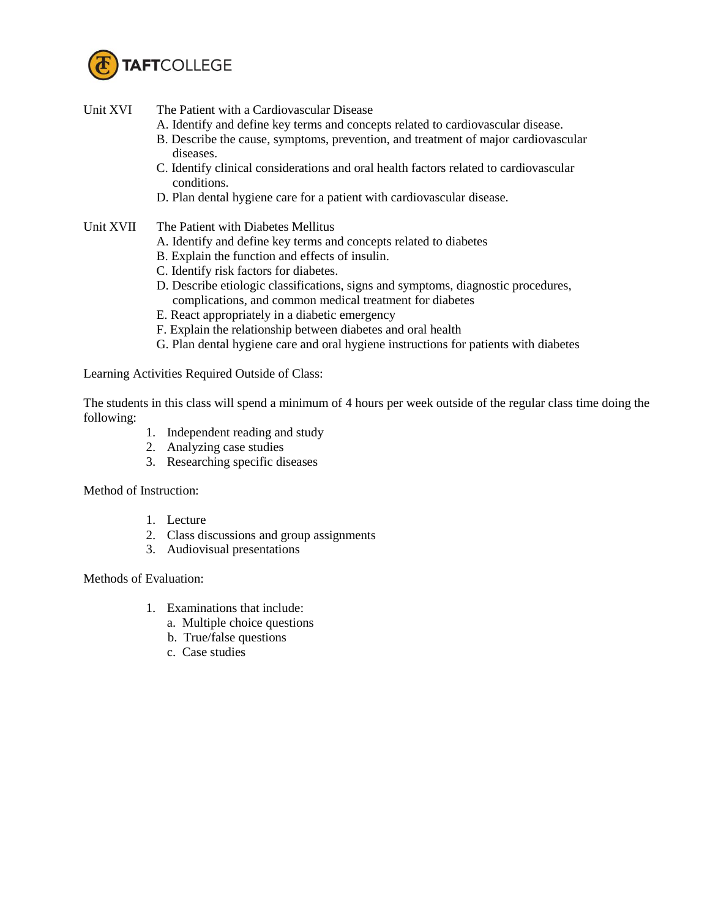Unit XVI The Patient with a Cardiovascular Disease

A. Identify and define key terms and concepts related to cardiovascular disease.
B. Describe the cause, symptoms, prevention, and treatment of major cardiovascular diseases.
C. Identify clinical considerations and oral health factors related to cardiovascular conditions.
D. Plan dental hygiene care for a patient with cardiovascular disease.

Unit XVII The Patient with Diabetes Mellitus

A. Identify and define key terms and concepts related to diabetes
B. Explain the function and effects of insulin.
C. Identify risk factors for diabetes.
D. Describe etiologic classifications, signs and symptoms, diagnostic procedures, complications, and common medical treatment for diabetes
E. React appropriately in a diabetic emergency
F. Explain the relationship between diabetes and oral health
G. Plan dental hygiene care and oral hygiene instructions for patients with diabetes

Learning Activities Required Outside of Class:

The students in this class will spend a minimum of 4 hours per week outside of the regular class time doing the following:

1. Independent reading and study
2. Analyzing case studies
3. Researching specific diseases

Method of Instruction:

1. Lecture
2. Class discussions and group assignments
3. Audiovisual presentations

Methods of Evaluation:

1. Examinations that include:
   a. Multiple choice questions
   b. True/false questions
   c. Case studies